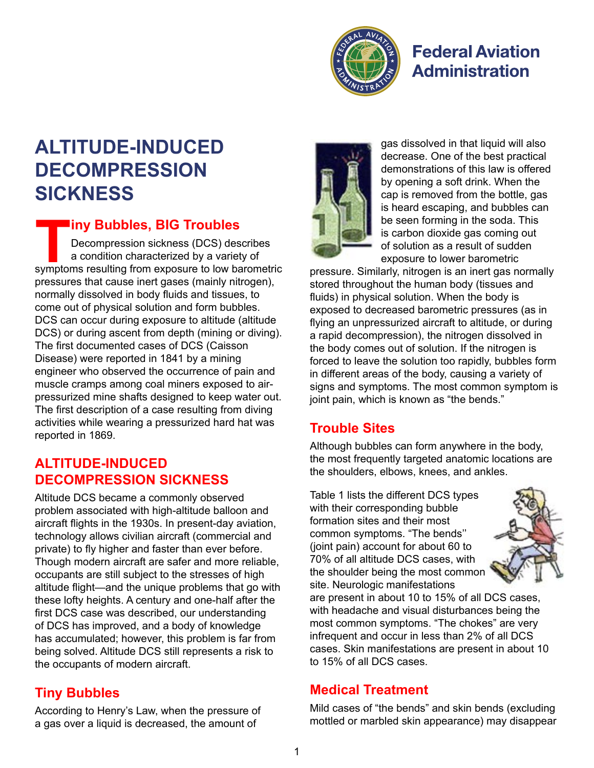Federal Aviation Administration

# ALTITUDE-INDUCED DECOMPRESSION SICKNESS

## Tiny Bubbles, BIG Troubles

Decompression sickness (DCS) describes a condition characterized by a variety of symptoms resulting from exposure to low barometric pressures that cause inert gases (mainly nitrogen), normally dissolved in body fluids and tissues, to come out of physical solution and form bubbles. DCS can occur during exposure to altitude (altitude DCS) or during ascent from depth (mining or diving). The first documented cases of DCS (Caisson Disease) were reported in 1841 by a mining engineer who observed the occurrence of pain and muscle cramps among coal miners exposed to air-pressurized mine shafts designed to keep water out. The first description of a case resulting from diving activities while wearing a pressurized hard hat was reported in 1869.

## ALTITUDE-INDUCED DECOMPRESSION SICKNESS

Altitude DCS became a commonly observed problem associated with high-altitude balloon and aircraft flights in the 1930s. In present-day aviation, technology allows civilian aircraft (commercial and private) to fly higher and faster than ever before. Though modern aircraft are safer and more reliable, occupants are still subject to the stresses of high altitude flight—and the unique problems that go with these lofty heights. A century and one-half after the first DCS case was described, our understanding of DCS has improved, and a body of knowledge has accumulated; however, this problem is far from being solved. Altitude DCS still represents a risk to the occupants of modern aircraft.

## Tiny Bubbles

According to Henry's Law, when the pressure of a gas over a liquid is decreased, the amount of gas dissolved in that liquid will also decrease. One of the best practical demonstrations of this law is offered by opening a soft drink. When the cap is removed from the bottle, gas is heard escaping, and bubbles can be seen forming in the soda. This is carbon dioxide gas coming out of solution as a result of sudden exposure to lower barometric pressure. Similarly, nitrogen is an inert gas normally stored throughout the human body (tissues and fluids) in physical solution. When the body is exposed to decreased barometric pressures (as in flying an unpressurized aircraft to altitude, or during a rapid decompression), the nitrogen dissolved in the body comes out of solution. If the nitrogen is forced to leave the solution too rapidly, bubbles form in different areas of the body, causing a variety of signs and symptoms. The most common symptom is joint pain, which is known as "the bends."

## Trouble Sites

Although bubbles can form anywhere in the body, the most frequently targeted anatomic locations are the shoulders, elbows, knees, and ankles.

Table 1 lists the different DCS types with their corresponding bubble formation sites and their most common symptoms. "The bends'' (joint pain) account for about 60 to 70% of all altitude DCS cases, with the shoulder being the most common site. Neurologic manifestations are present in about 10 to 15% of all DCS cases, with headache and visual disturbances being the most common symptoms. "The chokes" are very infrequent and occur in less than 2% of all DCS cases. Skin manifestations are present in about 10 to 15% of all DCS cases.

## Medical Treatment

Mild cases of "the bends" and skin bends (excluding mottled or marbled skin appearance) may disappear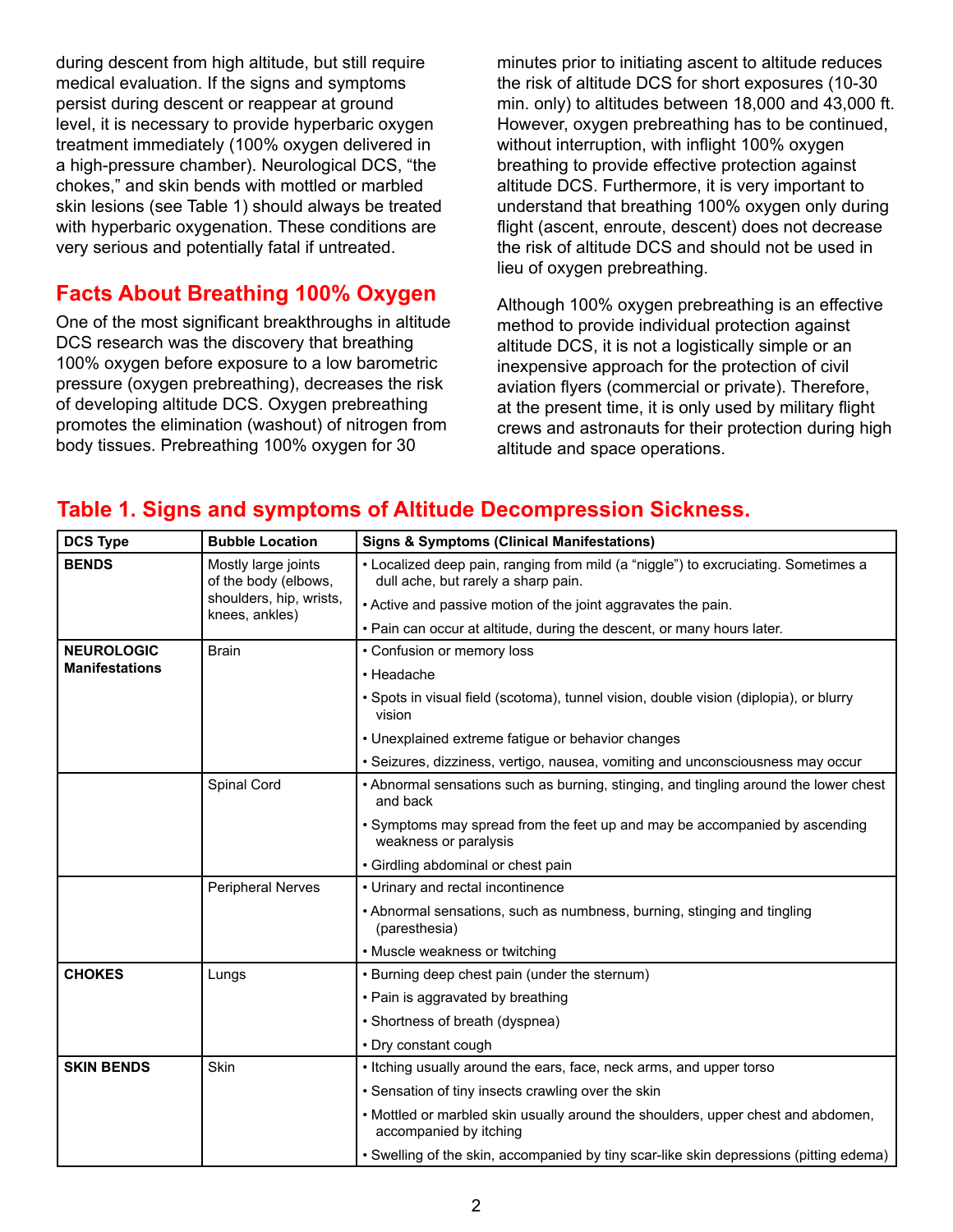during descent from high altitude, but still require medical evaluation. If the signs and symptoms persist during descent or reappear at ground level, it is necessary to provide hyperbaric oxygen treatment immediately (100% oxygen delivered in a high-pressure chamber). Neurological DCS, "the chokes," and skin bends with mottled or marbled skin lesions (see Table 1) should always be treated with hyperbaric oxygenation. These conditions are very serious and potentially fatal if untreated.

## Facts About Breathing 100% Oxygen

One of the most significant breakthroughs in altitude DCS research was the discovery that breathing 100% oxygen before exposure to a low barometric pressure (oxygen prebreathing), decreases the risk of developing altitude DCS. Oxygen prebreathing promotes the elimination (washout) of nitrogen from body tissues. Prebreathing 100% oxygen for 30 minutes prior to initiating ascent to altitude reduces the risk of altitude DCS for short exposures (10-30 min. only) to altitudes between 18,000 and 43,000 ft. However, oxygen prebreathing has to be continued, without interruption, with inflight 100% oxygen breathing to provide effective protection against altitude DCS. Furthermore, it is very important to understand that breathing 100% oxygen only during flight (ascent, enroute, descent) does not decrease the risk of altitude DCS and should not be used in lieu of oxygen prebreathing.

Although 100% oxygen prebreathing is an effective method to provide individual protection against altitude DCS, it is not a logistically simple or an inexpensive approach for the protection of civil aviation flyers (commercial or private). Therefore, at the present time, it is only used by military flight crews and astronauts for their protection during high altitude and space operations.

## Table 1. Signs and symptoms of Altitude Decompression Sickness.

| DCS Type | Bubble Location | Signs & Symptoms (Clinical Manifestations) |
|---|---|---|
| **BENDS** | Mostly large joints of the body (elbows, shoulders, hip, wrists, knees, ankles) | • Localized deep pain, ranging from mild (a "niggle") to excruciating. Sometimes a dull ache, but rarely a sharp pain.<br>• Active and passive motion of the joint aggravates the pain.<br>• Pain can occur at altitude, during the descent, or many hours later. |
| **NEUROLOGIC Manifestations** | Brain | • Confusion or memory loss<br>• Headache<br>• Spots in visual field (scotoma), tunnel vision, double vision (diplopia), or blurry vision<br>• Unexplained extreme fatigue or behavior changes<br>• Seizures, dizziness, vertigo, nausea, vomiting and unconsciousness may occur |
| | Spinal Cord | • Abnormal sensations such as burning, stinging, and tingling around the lower chest and back<br>• Symptoms may spread from the feet up and may be accompanied by ascending weakness or paralysis<br>• Girdling abdominal or chest pain |
| | Peripheral Nerves | • Urinary and rectal incontinence<br>• Abnormal sensations, such as numbness, burning, stinging and tingling (paresthesia)<br>• Muscle weakness or twitching |
| **CHOKES** | Lungs | • Burning deep chest pain (under the sternum)<br>• Pain is aggravated by breathing<br>• Shortness of breath (dyspnea)<br>• Dry constant cough |
| **SKIN BENDS** | Skin | • Itching usually around the ears, face, neck arms, and upper torso<br>• Sensation of tiny insects crawling over the skin<br>• Mottled or marbled skin usually around the shoulders, upper chest and abdomen, accompanied by itching<br>• Swelling of the skin, accompanied by tiny scar-like skin depressions (pitting edema) |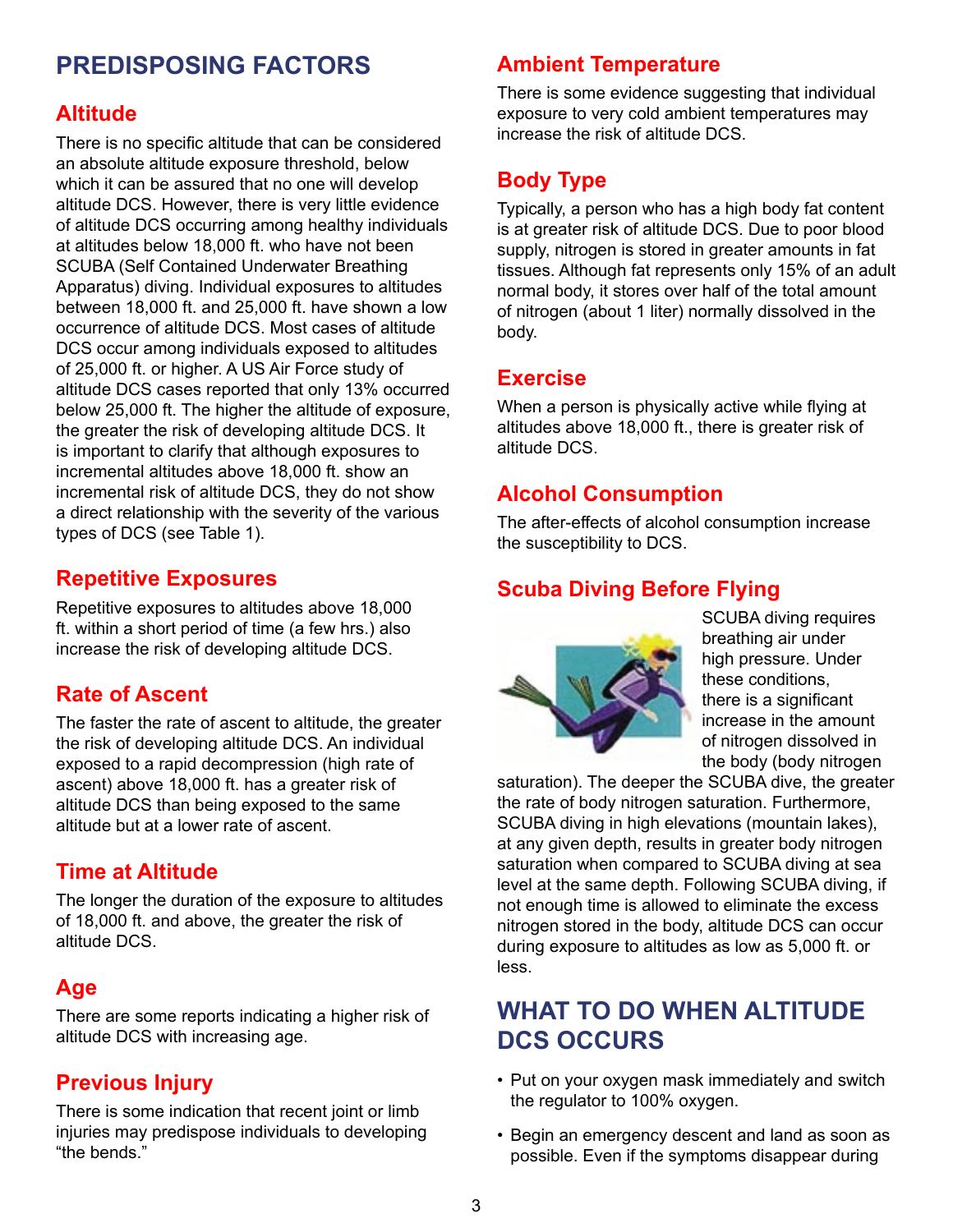## PREDISPOSING FACTORS

### Altitude

There is no specific altitude that can be considered an absolute altitude exposure threshold, below which it can be assured that no one will develop altitude DCS. However, there is very little evidence of altitude DCS occurring among healthy individuals at altitudes below 18,000 ft. who have not been SCUBA (Self Contained Underwater Breathing Apparatus) diving. Individual exposures to altitudes between 18,000 ft. and 25,000 ft. have shown a low occurrence of altitude DCS. Most cases of altitude DCS occur among individuals exposed to altitudes of 25,000 ft. or higher. A US Air Force study of altitude DCS cases reported that only 13% occurred below 25,000 ft. The higher the altitude of exposure, the greater the risk of developing altitude DCS. It is important to clarify that although exposures to incremental altitudes above 18,000 ft. show an incremental risk of altitude DCS, they do not show a direct relationship with the severity of the various types of DCS (see Table 1).

### Repetitive Exposures

Repetitive exposures to altitudes above 18,000 ft. within a short period of time (a few hrs.) also increase the risk of developing altitude DCS.

### Rate of Ascent

The faster the rate of ascent to altitude, the greater the risk of developing altitude DCS. An individual exposed to a rapid decompression (high rate of ascent) above 18,000 ft. has a greater risk of altitude DCS than being exposed to the same altitude but at a lower rate of ascent.

### Time at Altitude

The longer the duration of the exposure to altitudes of 18,000 ft. and above, the greater the risk of altitude DCS.

### Age

There are some reports indicating a higher risk of altitude DCS with increasing age.

### Previous Injury

There is some indication that recent joint or limb injuries may predispose individuals to developing "the bends."

### Ambient Temperature

There is some evidence suggesting that individual exposure to very cold ambient temperatures may increase the risk of altitude DCS.

### Body Type

Typically, a person who has a high body fat content is at greater risk of altitude DCS. Due to poor blood supply, nitrogen is stored in greater amounts in fat tissues. Although fat represents only 15% of an adult normal body, it stores over half of the total amount of nitrogen (about 1 liter) normally dissolved in the body.

### Exercise

When a person is physically active while flying at altitudes above 18,000 ft., there is greater risk of altitude DCS.

### Alcohol Consumption

The after-effects of alcohol consumption increase the susceptibility to DCS.

### Scuba Diving Before Flying

SCUBA diving requires breathing air under high pressure. Under these conditions, there is a significant increase in the amount of nitrogen dissolved in the body (body nitrogen saturation). The deeper the SCUBA dive, the greater the rate of body nitrogen saturation. Furthermore, SCUBA diving in high elevations (mountain lakes), at any given depth, results in greater body nitrogen saturation when compared to SCUBA diving at sea level at the same depth. Following SCUBA diving, if not enough time is allowed to eliminate the excess nitrogen stored in the body, altitude DCS can occur during exposure to altitudes as low as 5,000 ft. or less.

## WHAT TO DO WHEN ALTITUDE DCS OCCURS

- Put on your oxygen mask immediately and switch the regulator to 100% oxygen.
- Begin an emergency descent and land as soon as possible. Even if the symptoms disappear during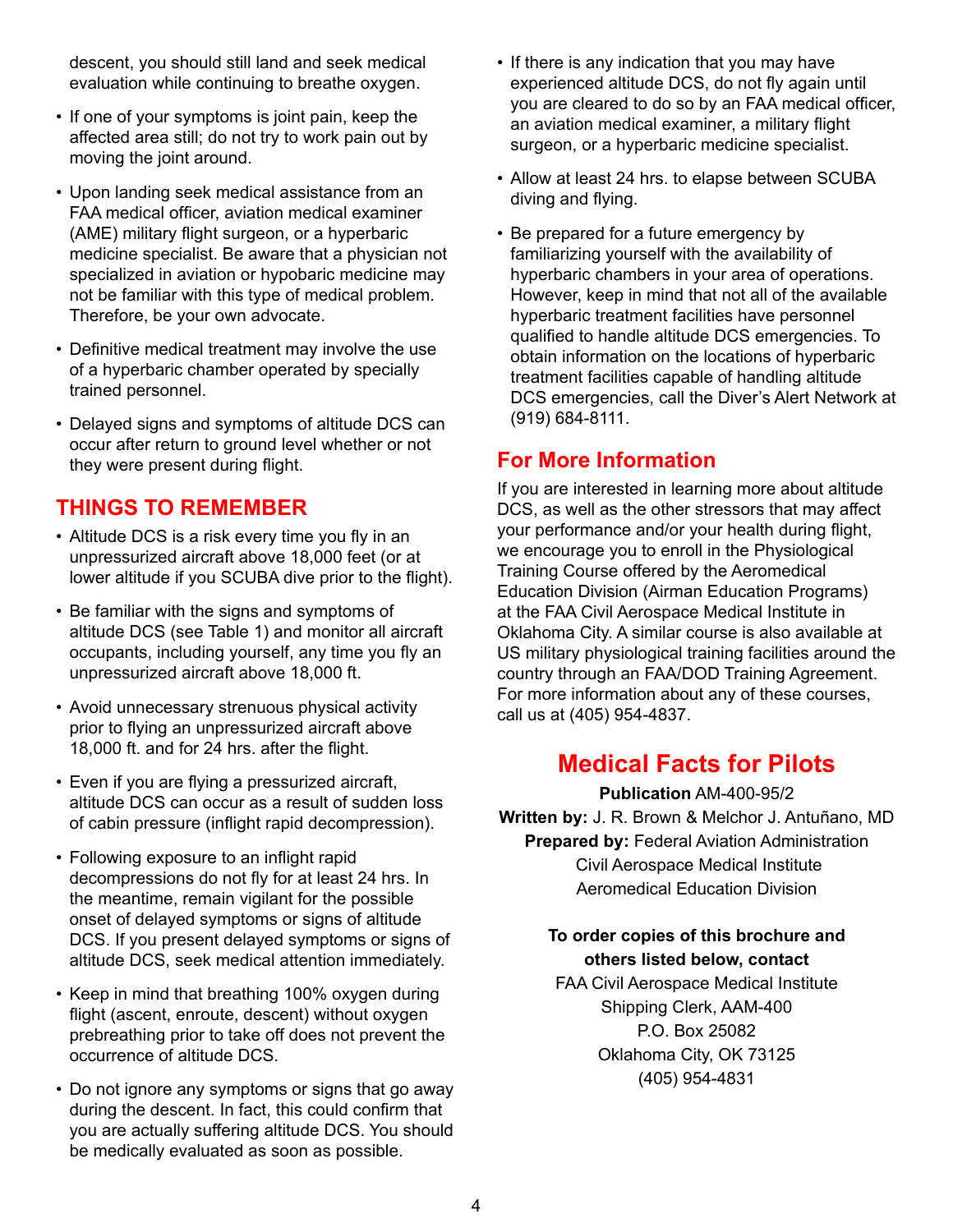descent, you should still land and seek medical evaluation while continuing to breathe oxygen.

- If one of your symptoms is joint pain, keep the affected area still; do not try to work pain out by moving the joint around.
- Upon landing seek medical assistance from an FAA medical officer, aviation medical examiner (AME) military flight surgeon, or a hyperbaric medicine specialist. Be aware that a physician not specialized in aviation or hypobaric medicine may not be familiar with this type of medical problem. Therefore, be your own advocate.
- Definitive medical treatment may involve the use of a hyperbaric chamber operated by specially trained personnel.
- Delayed signs and symptoms of altitude DCS can occur after return to ground level whether or not they were present during flight.

## THINGS TO REMEMBER

- Altitude DCS is a risk every time you fly in an unpressurized aircraft above 18,000 feet (or at lower altitude if you SCUBA dive prior to the flight).
- Be familiar with the signs and symptoms of altitude DCS (see Table 1) and monitor all aircraft occupants, including yourself, any time you fly an unpressurized aircraft above 18,000 ft.
- Avoid unnecessary strenuous physical activity prior to flying an unpressurized aircraft above 18,000 ft. and for 24 hrs. after the flight.
- Even if you are flying a pressurized aircraft, altitude DCS can occur as a result of sudden loss of cabin pressure (inflight rapid decompression).
- Following exposure to an inflight rapid decompressions do not fly for at least 24 hrs. In the meantime, remain vigilant for the possible onset of delayed symptoms or signs of altitude DCS. If you present delayed symptoms or signs of altitude DCS, seek medical attention immediately.
- Keep in mind that breathing 100% oxygen during flight (ascent, enroute, descent) without oxygen prebreathing prior to take off does not prevent the occurrence of altitude DCS.
- Do not ignore any symptoms or signs that go away during the descent. In fact, this could confirm that you are actually suffering altitude DCS. You should be medically evaluated as soon as possible.
- If there is any indication that you may have experienced altitude DCS, do not fly again until you are cleared to do so by an FAA medical officer, an aviation medical examiner, a military flight surgeon, or a hyperbaric medicine specialist.
- Allow at least 24 hrs. to elapse between SCUBA diving and flying.
- Be prepared for a future emergency by familiarizing yourself with the availability of hyperbaric chambers in your area of operations. However, keep in mind that not all of the available hyperbaric treatment facilities have personnel qualified to handle altitude DCS emergencies. To obtain information on the locations of hyperbaric treatment facilities capable of handling altitude DCS emergencies, call the Diver's Alert Network at (919) 684-8111.

## For More Information

If you are interested in learning more about altitude DCS, as well as the other stressors that may affect your performance and/or your health during flight, we encourage you to enroll in the Physiological Training Course offered by the Aeromedical Education Division (Airman Education Programs) at the FAA Civil Aerospace Medical Institute in Oklahoma City. A similar course is also available at US military physiological training facilities around the country through an FAA/DOD Training Agreement. For more information about any of these courses, call us at (405) 954-4837.

## Medical Facts for Pilots

**Publication** AM-400-95/2
**Written by:** J. R. Brown & Melchor J. Antuñano, MD
**Prepared by:** Federal Aviation Administration
Civil Aerospace Medical Institute
Aeromedical Education Division

**To order copies of this brochure and others listed below, contact**
FAA Civil Aerospace Medical Institute
Shipping Clerk, AAM-400
P.O. Box 25082
Oklahoma City, OK 73125
(405) 954-4831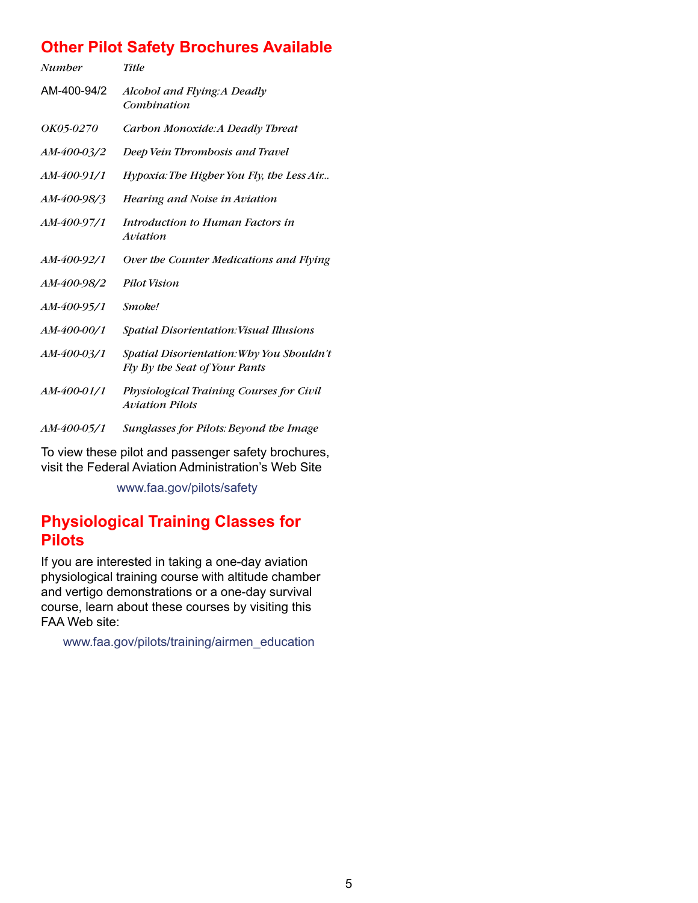## Other Pilot Safety Brochures Available

| *Number* | *Title* |
|---|---|
| AM-400-94/2 | *Alcohol and Flying: A Deadly Combination* |
| *OK05-0270* | *Carbon Monoxide: A Deadly Threat* |
| *AM-400-03/2* | *Deep Vein Thrombosis and Travel* |
| *AM-400-91/1* | *Hypoxia: The Higher You Fly, the Less Air..* |
| *AM-400-98/3* | *Hearing and Noise in Aviation* |
| *AM-400-97/1* | *Introduction to Human Factors in Aviation* |
| *AM-400-92/1* | *Over the Counter Medications and Flying* |
| *AM-400-98/2* | *Pilot Vision* |
| *AM-400-95/1* | *Smoke!* |
| *AM-400-00/1* | *Spatial Disorientation: Visual Illusions* |
| *AM-400-03/1* | *Spatial Disorientation: Why You Shouldn't Fly By the Seat of Your Pants* |
| *AM-400-01/1* | *Physiological Training Courses for Civil Aviation Pilots* |
| *AM-400-05/1* | *Sunglasses for Pilots: Beyond the Image* |

To view these pilot and passenger safety brochures, visit the Federal Aviation Administration's Web Site

www.faa.gov/pilots/safety

## Physiological Training Classes for Pilots

If you are interested in taking a one-day aviation physiological training course with altitude chamber and vertigo demonstrations or a one-day survival course, learn about these courses by visiting this FAA Web site:

www.faa.gov/pilots/training/airmen_education